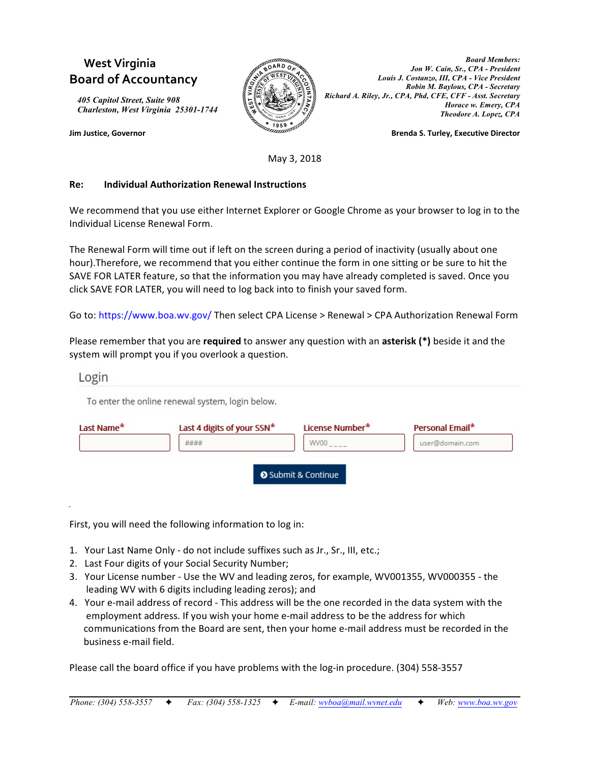# West Virginia Board of Accountancy

*405 Capitol Street, Suite 908*
*Charleston, West Virginia 25301-1744*

**Jim Justice, Governor**

***Board Members:***
*Jon W. Cain, Sr., CPA - President*
*Louis J. Costanzo, III, CPA - Vice President*
*Robin M. Baylous, CPA - Secretary*
*Richard A. Riley, Jr., CPA, Phd, CFE, CFF - Asst. Secretary*
*Horace w. Emery, CPA*
*Theodore A. Lopez, CPA*

**Brenda S. Turley, Executive Director**

May 3, 2018

**Re: Individual Authorization Renewal Instructions**

We recommend that you use either Internet Explorer or Google Chrome as your browser to log in to the Individual License Renewal Form.

The Renewal Form will time out if left on the screen during a period of inactivity (usually about one hour).Therefore, we recommend that you either continue the form in one sitting or be sure to hit the SAVE FOR LATER feature, so that the information you may have already completed is saved. Once you click SAVE FOR LATER, you will need to log back into to finish your saved form.

Go to: https://www.boa.wv.gov/ Then select CPA License > Renewal > CPA Authorization Renewal Form

Please remember that you are **required** to answer any question with an **asterisk (*)** beside it and the system will prompt you if you overlook a question.

## Login

To enter the online renewal system, login below.

| Last Name* | Last 4 digits of your SSN* | License Number* | Personal Email* |
|---|---|---|---|
| | #### | WV00 _ _ _ _ | user@domain.com |

Submit & Continue

First, you will need the following information to log in:

1. Your Last Name Only - do not include suffixes such as Jr., Sr., III, etc.;
2. Last Four digits of your Social Security Number;
3. Your License number - Use the WV and leading zeros, for example, WV001355, WV000355 - the leading WV with 6 digits including leading zeros); and
4. Your e-mail address of record - This address will be the one recorded in the data system with the employment address. If you wish your home e-mail address to be the address for which communications from the Board are sent, then your home e-mail address must be recorded in the business e-mail field.

Please call the board office if you have problems with the log-in procedure. (304) 558-3557

*Phone: (304) 558-3557* ✦ *Fax: (304) 558-1325* ✦ *E-mail: wvboa@mail.wvnet.edu* ✦ *Web: www.boa.wv.gov*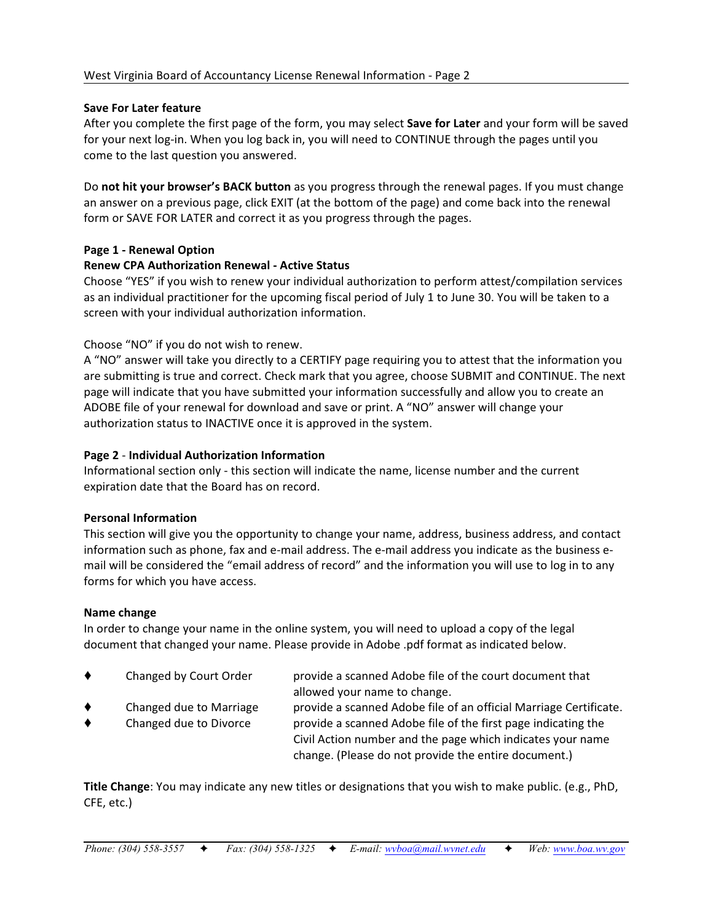**Save For Later feature**

After you complete the first page of the form, you may select **Save for Later** and your form will be saved for your next log-in. When you log back in, you will need to CONTINUE through the pages until you come to the last question you answered.

Do **not hit your browser's BACK button** as you progress through the renewal pages. If you must change an answer on a previous page, click EXIT (at the bottom of the page) and come back into the renewal form or SAVE FOR LATER and correct it as you progress through the pages.

**Page 1 - Renewal Option**

**Renew CPA Authorization Renewal - Active Status**

Choose "YES" if you wish to renew your individual authorization to perform attest/compilation services as an individual practitioner for the upcoming fiscal period of July 1 to June 30. You will be taken to a screen with your individual authorization information.

Choose "NO" if you do not wish to renew.

A "NO" answer will take you directly to a CERTIFY page requiring you to attest that the information you are submitting is true and correct. Check mark that you agree, choose SUBMIT and CONTINUE. The next page will indicate that you have submitted your information successfully and allow you to create an ADOBE file of your renewal for download and save or print. A "NO" answer will change your authorization status to INACTIVE once it is approved in the system.

**Page 2** - **Individual Authorization Information**

Informational section only - this section will indicate the name, license number and the current expiration date that the Board has on record.

**Personal Information**

This section will give you the opportunity to change your name, address, business address, and contact information such as phone, fax and e-mail address. The e-mail address you indicate as the business e-mail will be considered the "email address of record" and the information you will use to log in to any forms for which you have access.

**Name change**

In order to change your name in the online system, you will need to upload a copy of the legal document that changed your name. Please provide in Adobe .pdf format as indicated below.

- **Changed by Court Order** — provide a scanned Adobe file of the court document that allowed your name to change.
- **Changed due to Marriage** — provide a scanned Adobe file of an official Marriage Certificate.
- **Changed due to Divorce** — provide a scanned Adobe file of the first page indicating the Civil Action number and the page which indicates your name change. (Please do not provide the entire document.)

**Title Change**: You may indicate any new titles or designations that you wish to make public. (e.g., PhD, CFE, etc.)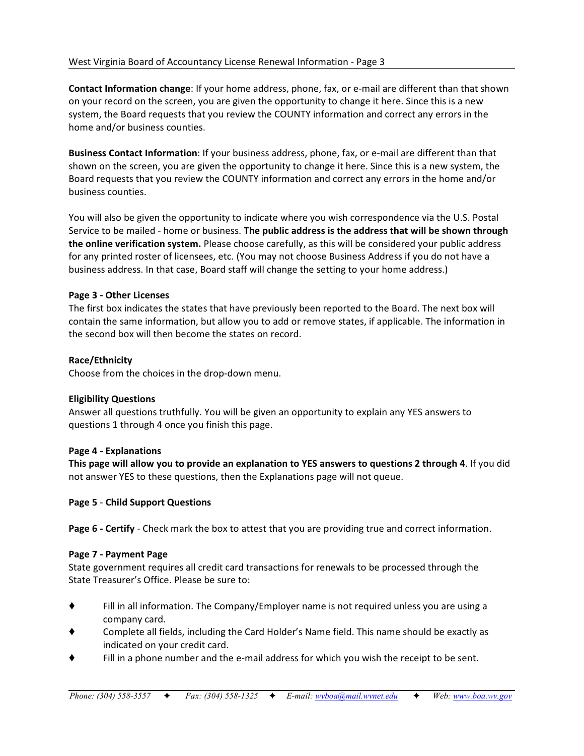**Contact Information change**: If your home address, phone, fax, or e-mail are different than that shown on your record on the screen, you are given the opportunity to change it here. Since this is a new system, the Board requests that you review the COUNTY information and correct any errors in the home and/or business counties.

**Business Contact Information**: If your business address, phone, fax, or e-mail are different than that shown on the screen, you are given the opportunity to change it here. Since this is a new system, the Board requests that you review the COUNTY information and correct any errors in the home and/or business counties.

You will also be given the opportunity to indicate where you wish correspondence via the U.S. Postal Service to be mailed - home or business. **The public address is the address that will be shown through the online verification system.** Please choose carefully, as this will be considered your public address for any printed roster of licensees, etc. (You may not choose Business Address if you do not have a business address. In that case, Board staff will change the setting to your home address.)

**Page 3 - Other Licenses**
The first box indicates the states that have previously been reported to the Board. The next box will contain the same information, but allow you to add or remove states, if applicable. The information in the second box will then become the states on record.

**Race/Ethnicity**
Choose from the choices in the drop-down menu.

**Eligibility Questions**
Answer all questions truthfully. You will be given an opportunity to explain any YES answers to questions 1 through 4 once you finish this page.

**Page 4 - Explanations**
**This page will allow you to provide an explanation to YES answers to questions 2 through 4**. If you did not answer YES to these questions, then the Explanations page will not queue.

**Page 5** - **Child Support Questions**

**Page 6 - Certify** - Check mark the box to attest that you are providing true and correct information.

**Page 7 - Payment Page**
State government requires all credit card transactions for renewals to be processed through the State Treasurer's Office. Please be sure to:

- Fill in all information. The Company/Employer name is not required unless you are using a company card.
- Complete all fields, including the Card Holder's Name field. This name should be exactly as indicated on your credit card.
- Fill in a phone number and the e-mail address for which you wish the receipt to be sent.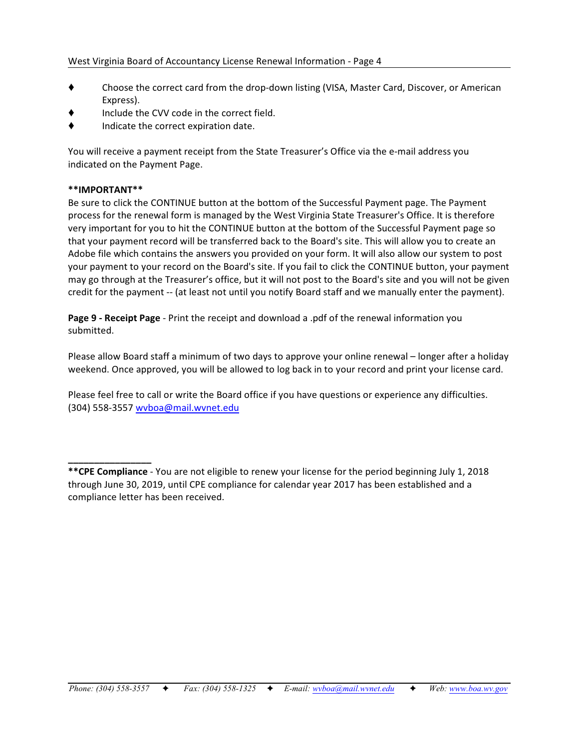- Choose the correct card from the drop-down listing (VISA, Master Card, Discover, or American Express).
- Include the CVV code in the correct field.
- Indicate the correct expiration date.

You will receive a payment receipt from the State Treasurer's Office via the e-mail address you indicated on the Payment Page.

**\*\*IMPORTANT\*\***
Be sure to click the CONTINUE button at the bottom of the Successful Payment page. The Payment process for the renewal form is managed by the West Virginia State Treasurer's Office. It is therefore very important for you to hit the CONTINUE button at the bottom of the Successful Payment page so that your payment record will be transferred back to the Board's site. This will allow you to create an Adobe file which contains the answers you provided on your form. It will also allow our system to post your payment to your record on the Board's site. If you fail to click the CONTINUE button, your payment may go through at the Treasurer's office, but it will not post to the Board's site and you will not be given credit for the payment -- (at least not until you notify Board staff and we manually enter the payment).

**Page 9 - Receipt Page** - Print the receipt and download a .pdf of the renewal information you submitted.

Please allow Board staff a minimum of two days to approve your online renewal – longer after a holiday weekend. Once approved, you will be allowed to log back in to your record and print your license card.

Please feel free to call or write the Board office if you have questions or experience any difficulties.
(304) 558-3557 wvboa@mail.wvnet.edu

---

**\*\*CPE Compliance** - You are not eligible to renew your license for the period beginning July 1, 2018 through June 30, 2019, until CPE compliance for calendar year 2017 has been established and a compliance letter has been received.